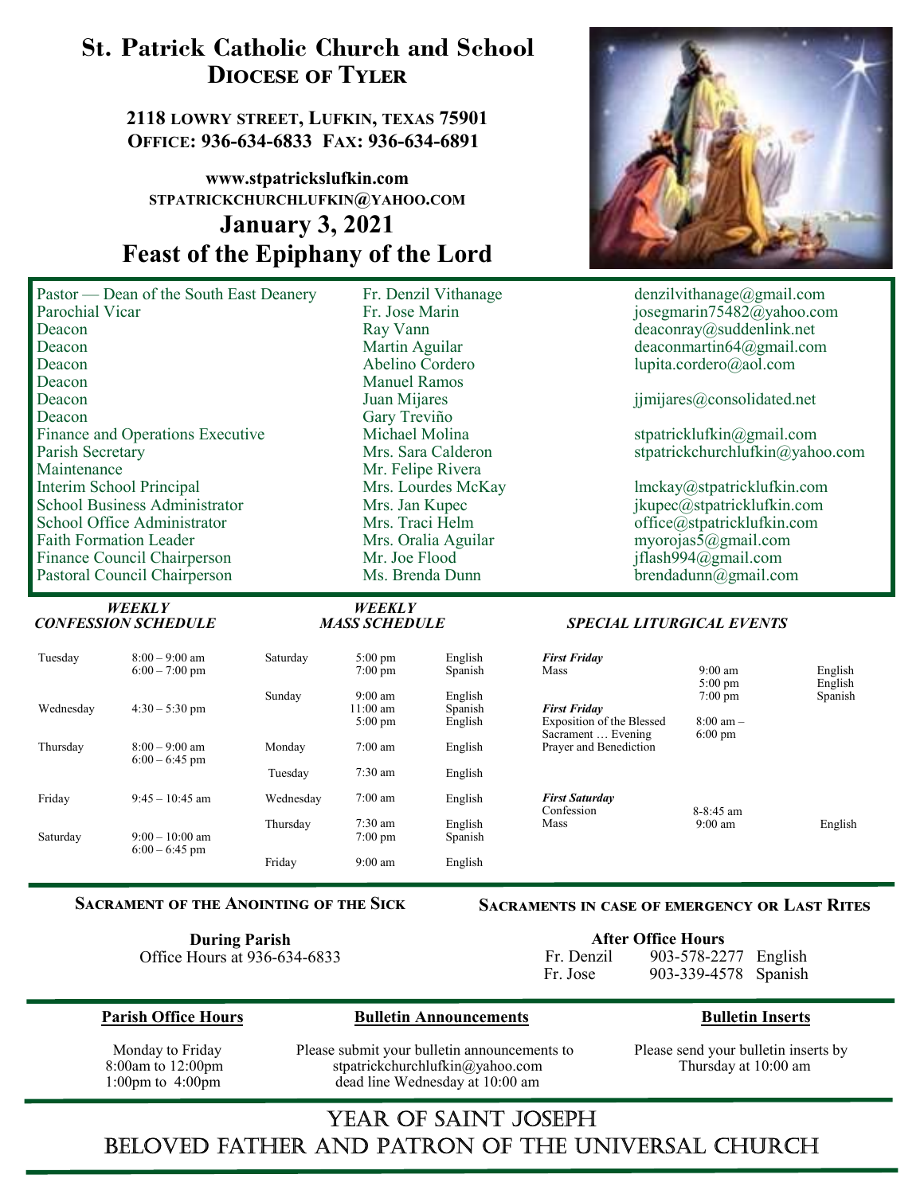# St. Patrick Catholic Church and School

## Diocese of Tyler

**2118 LOWRY STREET, LUFKIN, TEXAS 75901**
**OFFICE: 936-634-6833 FAX: 936-634-6891**

**www.stpatrickslufkin.com**
**STPATRICKCHURCHLUFKIN@YAHOO.COM**

## January 3, 2021
## Feast of the Epiphany of the Lord

| | | |
|---|---|---|
| Pastor — Dean of the South East Deanery | Fr. Denzil Vithanage | denzilvithanage@gmail.com |
| Parochial Vicar | Fr. Jose Marin | josegmarin75482@yahoo.com |
| Deacon | Ray Vann | deaconray@suddenlink.net |
| Deacon | Martin Aguilar | deaconmartin64@gmail.com |
| Deacon | Abelino Cordero | lupita.cordero@aol.com |
| Deacon | Manuel Ramos | |
| Deacon | Juan Mijares | jjmijares@consolidated.net |
| Deacon | Gary Treviño | |
| Finance and Operations Executive | Michael Molina | stpatricklufkin@gmail.com |
| Parish Secretary | Mrs. Sara Calderon | stpatrickchurchlufkin@yahoo.com |
| Maintenance | Mr. Felipe Rivera | |
| Interim School Principal | Mrs. Lourdes McKay | lmckay@stpatricklufkin.com |
| School Business Administrator | Mrs. Jan Kupec | jkupec@stpatricklufkin.com |
| School Office Administrator | Mrs. Traci Helm | office@stpatricklufkin.com |
| Faith Formation Leader | Mrs. Oralia Aguilar | myorojas5@gmail.com |
| Finance Council Chairperson | Mr. Joe Flood | jflash994@gmail.com |
| Pastoral Council Chairperson | Ms. Brenda Dunn | brendadunn@gmail.com |

### *WEEKLY CONFESSION SCHEDULE*

| | |
|---|---|
| Tuesday | 8:00 – 9:00 am<br>6:00 – 7:00 pm |
| Wednesday | 4:30 – 5:30 pm |
| Thursday | 8:00 – 9:00 am<br>6:00 – 6:45 pm |
| Friday | 9:45 – 10:45 am |
| Saturday | 9:00 – 10:00 am<br>6:00 – 6:45 pm |

### *WEEKLY MASS SCHEDULE*

| | | |
|---|---|---|
| Saturday | 5:00 pm | English |
| | 7:00 pm | Spanish |
| Sunday | 9:00 am | English |
| | 11:00 am | Spanish |
| | 5:00 pm | English |
| Monday | 7:00 am | English |
| Tuesday | 7:30 am | English |
| Wednesday | 7:00 am | English |
| Thursday | 7:30 am | English |
| | 7:00 pm | Spanish |
| Friday | 9:00 am | English |

### *SPECIAL LITURGICAL EVENTS*

| | | |
|---|---|---|
| ***First Friday*** | | |
| Mass | 9:00 am | English |
| | 5:00 pm | English |
| | 7:00 pm | Spanish |
| ***First Friday*** | | |
| Exposition of the Blessed Sacrament … Evening Prayer and Benediction | 8:00 am – 6:00 pm | |
| ***First Saturday*** | | |
| Confession | 8-8:45 am | |
| Mass | 9:00 am | English |

### Sacrament of the Anointing of the Sick

**During Parish**
Office Hours at 936-634-6833

### Sacraments in case of emergency or Last Rites

**After Office Hours**

| | | |
|---|---|---|
| Fr. Denzil | 903-578-2277 | English |
| Fr. Jose | 903-339-4578 | Spanish |

### Parish Office Hours

Monday to Friday
8:00am to 12:00pm
1:00pm to 4:00pm

### Bulletin Announcements

Please submit your bulletin announcements to stpatrickchurchlufkin@yahoo.com dead line Wednesday at 10:00 am

### Bulletin Inserts

Please send your bulletin inserts by Thursday at 10:00 am

## YEAR OF SAINT JOSEPH
## BELOVED FATHER AND PATRON OF THE UNIVERSAL CHURCH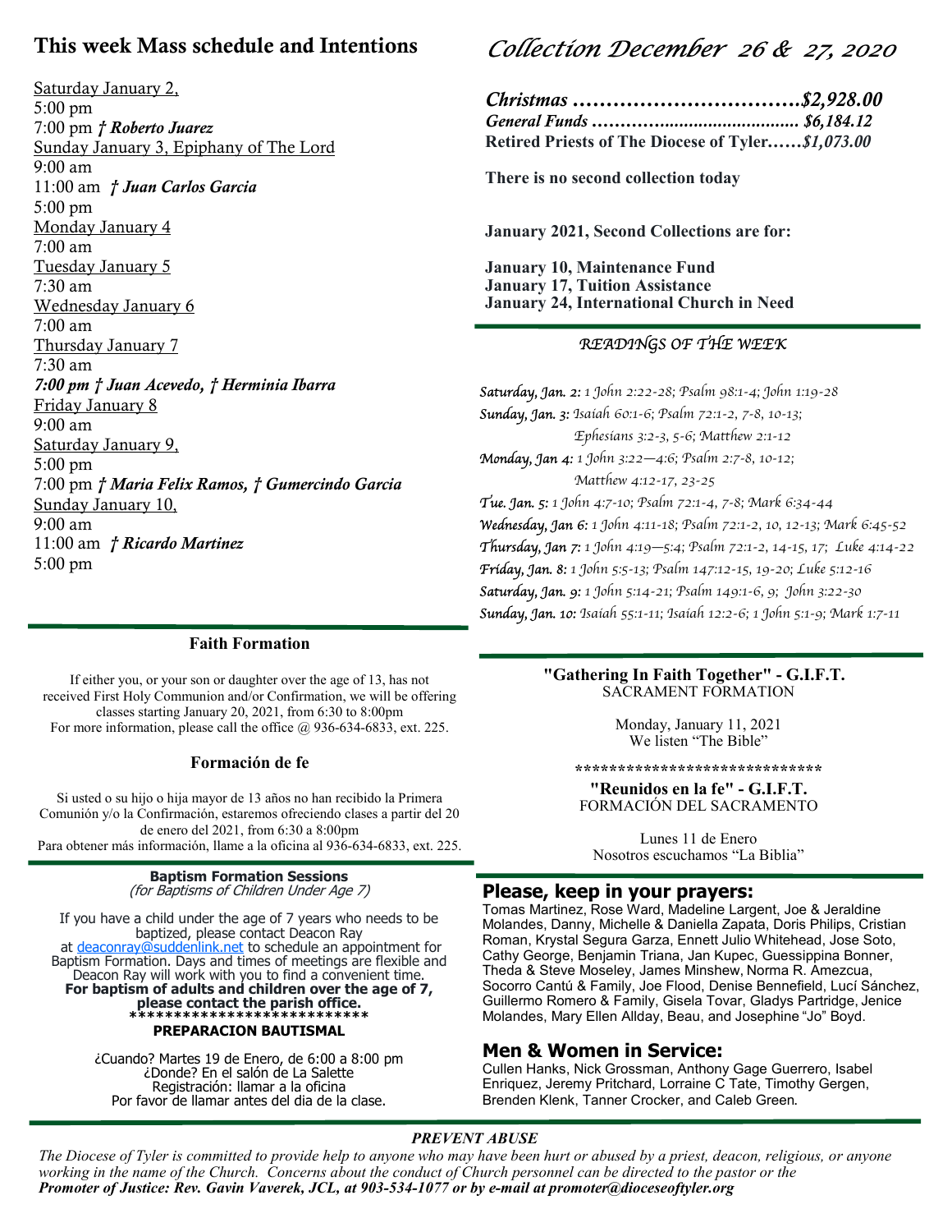## This week Mass schedule and Intentions

Saturday January 2,
5:00 pm
7:00 pm *† Roberto Juarez*
Sunday January 3, Epiphany of The Lord
9:00 am
11:00 am *† Juan Carlos Garcia*
5:00 pm
Monday January 4
7:00 am
Tuesday January 5
7:30 am
Wednesday January 6
7:00 am
Thursday January 7
7:30 am
***7:00 pm † Juan Acevedo, † Herminia Ibarra***
Friday January 8
9:00 am
Saturday January 9,
5:00 pm
7:00 pm ***† Maria Felix Ramos, † Gumercindo Garcia***
Sunday January 10,
9:00 am
11:00 am *† Ricardo Martinez*
5:00 pm

## *Collection December 26 & 27, 2020*

***Christmas ……………………………$2,928.00***
***General Funds …………………………….. $6,184.12***
**Retired Priests of The Diocese of Tyler……*$1,073.00***

**There is no second collection today**

**January 2021, Second Collections are for:**

**January 10, Maintenance Fund**
**January 17, Tuition Assistance**
**January 24, International Church in Need**

### *READINGS OF THE WEEK*

***Saturday, Jan. 2:*** *1 John 2:22-28; Psalm 98:1-4; John 1:19-28*
***Sunday, Jan. 3:*** *Isaiah 60:1-6; Psalm 72:1-2, 7-8, 10-13; Ephesians 3:2-3, 5-6; Matthew 2:1-12*
***Monday, Jan 4:*** *1 John 3:22—4:6; Psalm 2:7-8, 10-12; Matthew 4:12-17, 23-25*
***Tue. Jan. 5:*** *1 John 4:7-10; Psalm 72:1-4, 7-8; Mark 6:34-44*
***Wednesday, Jan 6:*** *1 John 4:11-18; Psalm 72:1-2, 10, 12-13; Mark 6:45-52*
***Thursday, Jan 7:*** *1 John 4:19—5:4; Psalm 72:1-2, 14-15, 17; Luke 4:14-22*
***Friday, Jan. 8:*** *1 John 5:5-13; Psalm 147:12-15, 19-20; Luke 5:12-16*
***Saturday, Jan. 9:*** *1 John 5:14-21; Psalm 149:1-6, 9; John 3:22-30*
***Sunday, Jan. 10:*** *Isaiah 55:1-11; Isaiah 12:2-6; 1 John 5:1-9; Mark 1:7-11*

### Faith Formation

If either you, or your son or daughter over the age of 13, has not received First Holy Communion and/or Confirmation, we will be offering classes starting January 20, 2021, from 6:30 to 8:00pm
For more information, please call the office @ 936-634-6833, ext. 225.

### Formación de fe

Si usted o su hijo o hija mayor de 13 años no han recibido la Primera Comunión y/o la Confirmación, estaremos ofreciendo clases a partir del 20 de enero del 2021, from 6:30 a 8:00pm
Para obtener más información, llame a la oficina al 936-634-6833, ext. 225.

### Baptism Formation Sessions
*(for Baptisms of Children Under Age 7)*

If you have a child under the age of 7 years who needs to be baptized, please contact Deacon Ray at deaconray@suddenlink.net to schedule an appointment for Baptism Formation. Days and times of meetings are flexible and Deacon Ray will work with you to find a convenient time.
**For baptism of adults and children over the age of 7, please contact the parish office.**
****************************

**PREPARACION BAUTISMAL**

¿Cuando? Martes 19 de Enero, de 6:00 a 8:00 pm
¿Donde? En el salón de La Salette
Registración: llamar a la oficina
Por favor de llamar antes del dia de la clase.

### "Gathering In Faith Together" - G.I.F.T.
SACRAMENT FORMATION

Monday, January 11, 2021
We listen "The Bible"

******************************

**"Reunidos en la fe" - G.I.F.T.**
FORMACIÓN DEL SACRAMENTO

Lunes 11 de Enero
Nosotros escuchamos "La Biblia"

## Please, keep in your prayers:

Tomas Martinez, Rose Ward, Madeline Largent, Joe & Jeraldine Molandes, Danny, Michelle & Daniella Zapata, Doris Philips, Cristian Roman, Krystal Segura Garza, Ennett Julio Whitehead, Jose Soto, Cathy George, Benjamin Triana, Jan Kupec, Guessippina Bonner, Theda & Steve Moseley, James Minshew, Norma R. Amezcua, Socorro Cantú & Family, Joe Flood, Denise Bennefield, Lucí Sánchez, Guillermo Romero & Family, Gisela Tovar, Gladys Partridge, Jenice Molandes, Mary Ellen Allday, Beau, and Josephine "Jo" Boyd.

## Men & Women in Service:

Cullen Hanks, Nick Grossman, Anthony Gage Guerrero, Isabel Enriquez, Jeremy Pritchard, Lorraine C Tate, Timothy Gergen, Brenden Klenk, Tanner Crocker, and Caleb Green.

### *PREVENT ABUSE*

*The Diocese of Tyler is committed to provide help to anyone who may have been hurt or abused by a priest, deacon, religious, or anyone working in the name of the Church. Concerns about the conduct of Church personnel can be directed to the pastor or the* ***Promoter of Justice: Rev. Gavin Vaverek, JCL, at 903-534-1077 or by e-mail at promoter@dioceseoftyler.org***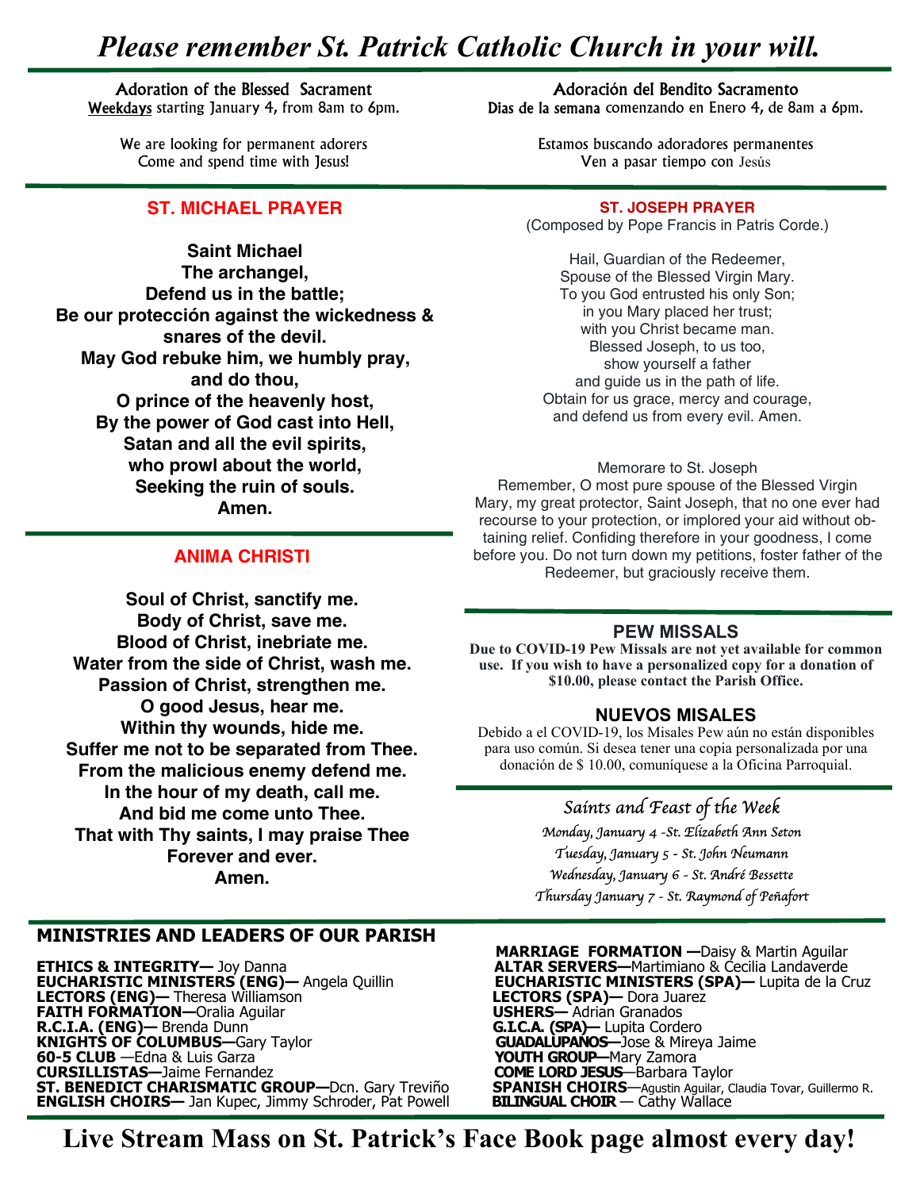# *Please remember St. Patrick Catholic Church in your will.*

Adoration of the Blessed Sacrament
Weekdays starting January 4, from 8am to 6pm.

We are looking for permanent adorers
Come and spend time with Jesus!

Adoración del Bendito Sacramento
Dias de la semana comenzando en Enero 4, de 8am a 6pm.

Estamos buscando adoradores permanentes
Ven a pasar tiempo con Jesús

## ST. MICHAEL PRAYER

**Saint Michael
The archangel,
Defend us in the battle;
Be our protección against the wickedness & snares of the devil.
May God rebuke him, we humbly pray,
and do thou,
O prince of the heavenly host,
By the power of God cast into Hell,
Satan and all the evil spirits,
who prowl about the world,
Seeking the ruin of souls.
Amen.**

## ANIMA CHRISTI

**Soul of Christ, sanctify me.
Body of Christ, save me.
Blood of Christ, inebriate me.
Water from the side of Christ, wash me.
Passion of Christ, strengthen me.
O good Jesus, hear me.
Within thy wounds, hide me.
Suffer me not to be separated from Thee.
From the malicious enemy defend me.
In the hour of my death, call me.
And bid me come unto Thee.
That with Thy saints, I may praise Thee
Forever and ever.
Amen.**

## ST. JOSEPH PRAYER

(Composed by Pope Francis in Patris Corde.)

Hail, Guardian of the Redeemer,
Spouse of the Blessed Virgin Mary.
To you God entrusted his only Son;
in you Mary placed her trust;
with you Christ became man.
Blessed Joseph, to us too,
show yourself a father
and guide us in the path of life.
Obtain for us grace, mercy and courage,
and defend us from every evil. Amen.

Memorare to St. Joseph
Remember, O most pure spouse of the Blessed Virgin Mary, my great protector, Saint Joseph, that no one ever had recourse to your protection, or implored your aid without obtaining relief. Confiding therefore in your goodness, I come before you. Do not turn down my petitions, foster father of the Redeemer, but graciously receive them.

## PEW MISSALS

**Due to COVID-19 Pew Missals are not yet available for common use. If you wish to have a personalized copy for a donation of $10.00, please contact the Parish Office.**

## NUEVOS MISALES

Debido a el COVID-19, los Misales Pew aún no están disponibles para uso común. Si desea tener una copia personalizada por una donación de $ 10.00, comuníquese a la Oficina Parroquial.

### *Saints and Feast of the Week*

*Monday, January 4 -St. Elizabeth Ann Seton*
*Tuesday, January 5 - St. John Neumann*
*Wednesday, January 6 - St. André Bessette*
*Thursday January 7 - St. Raymond of Peñafort*

## MINISTRIES AND LEADERS OF OUR PARISH

**ETHICS & INTEGRITY—** Joy Danna
**EUCHARISTIC MINISTERS (ENG)—** Angela Quillin
**LECTORS (ENG)—** Theresa Williamson
**FAITH FORMATION—**Oralia Aguilar
**R.C.I.A. (ENG)—** Brenda Dunn
**KNIGHTS OF COLUMBUS—**Gary Taylor
**60-5 CLUB** —Edna & Luis Garza
**CURSILLISTAS—**Jaime Fernandez
**ST. BENEDICT CHARISMATIC GROUP—**Dcn. Gary Treviño
**ENGLISH CHOIRS—** Jan Kupec, Jimmy Schroder, Pat Powell
**MARRIAGE FORMATION —**Daisy & Martin Aguilar
**ALTAR SERVERS—**Martimiano & Cecilia Landaverde
**EUCHARISTIC MINISTERS (SPA)—** Lupita de la Cruz
**LECTORS (SPA)—** Dora Juarez
**USHERS—** Adrian Granados
**G.I.C.A. (SPA)—** Lupita Cordero
**GUADALUPANOS—**Jose & Mireya Jaime
**YOUTH GROUP—**Mary Zamora
**COME LORD JESUS**—Barbara Taylor
**SPANISH CHOIRS**—Agustin Aguilar, Claudia Tovar, Guillermo R.
**BILINGUAL CHOIR** — Cathy Wallace

**Live Stream Mass on St. Patrick's Face Book page almost every day!**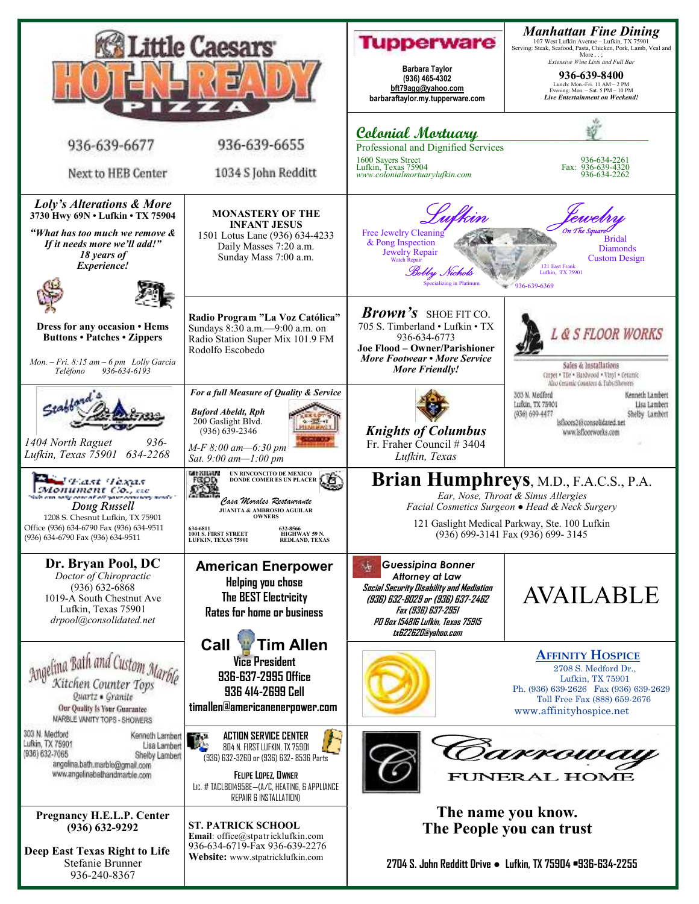**Little Caesars HOT-N-READY PIZZA**

936-639-6677
Next to HEB Center

936-639-6655
1034 S John Redditt

**Tupperware**

**Barbara Taylor**
**(936) 465-4302**
**bft79agg@yahoo.com**
**barbaraftaylor.my.tupperware.com**

***Manhattan Fine Dining***
107 West Lufkin Avenue – Lufkin, TX 75901
Serving: Steak, Seafood, Pasta, Chicken, Pork, Lamb, Veal and More . . ;
*Extensive Wine Lists and Full Bar*
**936-639-8400**
Lunch: Mon.-Fri. 11 AM – 2 PM
Evening: Mon. – Sat. 5 PM – 10 PM
***Live Entertainment on Weekend!***

**Colonial Mortuary**
Professional and Dignified Services
1600 Sayers Street
Lufkin, Texas 75904
*www.colonialmortuarylufkin.com*
936-634-2261
Fax: 936-639-4320
936-634-2262

***Loly's Alterations & More***
**3730 Hwy 69N • Lufkin • TX 75904**
***"What has too much we remove & If it needs more we'll add!"***
***18 years of Experience!***
**Dress for any occasion • Hems Buttons • Patches • Zippers**
*Mon. – Fri. 8:15 am – 6 pm Lolly Garcia*
*Teléfono 936-634-6193*

**MONASTERY OF THE INFANT JESUS**
1501 Lotus Lane (936) 634-4233
Daily Masses 7:20 a.m.
Sunday Mass 7:00 a.m.

**Lufkin Jewelry On The Square**
Free Jewelry Cleaning & Pong Inspection
Jewelry Repair
Watch Repair
Bobby Nichols
Specializing in Platinum
Bridal
Diamonds
Custom Design
121 East Frank
Lufkin, TX 75901
936-639-6369

**Radio Program "La Voz Católica"**
Sundays 8:30 a.m.—9:00 a.m. on Radio Station Super Mix 101.9 FM
Rodolfo Escobedo

***Brown's*** SHOE FIT CO.
705 S. Timberland • Lufkin • TX
936-634-6773
**Joe Flood – Owner/Parishioner**
***More Footwear • More Service***
***More Friendly!***

**L & S FLOOR WORKS**
Sales & Installations
Carpet • Tile • Hardwood • Vinyl • Ceramic
Also Ceramic Counters & Tubs/Showers
303 N. Medford
Lufkin, TX 75901
(936) 699-4477
Kenneth Lambert
Lisa Lambert
Shelby Lambert
lsfloors2@consolidated.net
www.lsfloorworks.com

**Stafford's**
*1404 North Raguet 936-634-2268*
*Lufkin, Texas 75901*

***For a full Measure of Quality & Service***
***Buford Abeldt, Rph***
200 Gaslight Blvd.
(936) 639-2346
*M-F 8:00 am—6:30 pm*
*Sat. 9:00 am—1:00 pm*

***Knights of Columbus***
Fr. Fraher Council # 3404
*Lufkin, Texas*

**East Texas Monument Co.**
***Doug Russell***
1208 S. Chesnut Lufkin, TX 75901
Office (936) 634-6790 Fax (936) 634-9511
(936) 634-6790 Fax (936) 634-9511

**UN RINCONCITO DE MEXICO DONDE COMER ES UN PLACER**
***Casa Morales Restaurante***
**JUANITA & AMBROSIO AGUILAR OWNERS**
**634-6811**
**1001 S. FIRST STREET**
**LUFKIN, TEXAS 75901**
**632-8566**
**HIGHWAY 59 N.**
**REDLAND, TEXAS**

**Brian Humphreys**, M.D., F.A.C.S., P.A.
*Ear, Nose, Throat & Sinus Allergies*
*Facial Cosmetics Surgeon ● Head & Neck Surgery*
121 Gaslight Medical Parkway, Ste. 100 Lufkin
(936) 699-3141 Fax (936) 699- 3145

**Dr. Bryan Pool, DC**
*Doctor of Chiropractic*
(936) 632-6868
1019-A South Chestnut Ave
Lufkin, Texas 75901
*drpool@consolidated.net*

**American Enerpower**
**Helping you chose**
**The BEST Electricity**
**Rates for home or business**
**Call Tim Allen**
**Vice President**
**936-637-2995 Office**
**936 414-2699 Cell**
**timallen@americanenerpower.com**

***Guessipina Bonner***
***Attorney at Law***
***Social Security Disability and Mediation***
***(936) 632-8029 or (936) 637-2462***
***Fax (936) 637-2951***
***PO Box 154816 Lufkin, Texas 75915***
***tx622620@yahoo.com***

AVAILABLE

**Angelina Bath and Custom Marble**
*Kitchen Counter Tops*
*Quartz • Granite*
**Our Quality Is Your Guarantee**
MARBLE VANITY TOPS - SHOWERS
303 N. Medford
Lufkin, TX 75901
(936) 632-7065
Kenneth Lambert
Lisa Lambert
Shelby Lambert
angelina.bath.marble@gmail.com
www.angelinabathandmarble.com

**AFFINITY HOSPICE**
2708 S. Medford Dr.,
Lufkin, TX 75901
Ph. (936) 639-2626 Fax (936) 639-2629
Toll Free Fax (888) 659-2676
www.affinityhospice.net

**ACTION SERVICE CENTER**
804 N. FIRST LUFKIN, TX 75901
(936) 632-3260 or (936) 632- 8536 Parts
**FELIPE LOPEZ, OWNER**
LIC. # TACLB014958E—(A/C, HEATING, & APPLIANCE REPAIR & INSTALLATION)

**Carroway FUNERAL HOME**
**The name you know.**
**The People you can trust**
**2704 S. John Reddit Drive ● Lufkin, TX 75904 ▪936-634-2255**

**Pregnancy H.E.L.P. Center**
**(936) 632-9292**
**Deep East Texas Right to Life**
Stefanie Brunner
936-240-8367

**ST. PATRICK SCHOOL**
**Email**: office@stpatricklufkin.com
936-634-6719-Fax 936-639-2276
**Website:** www.stpatricklufkin.com